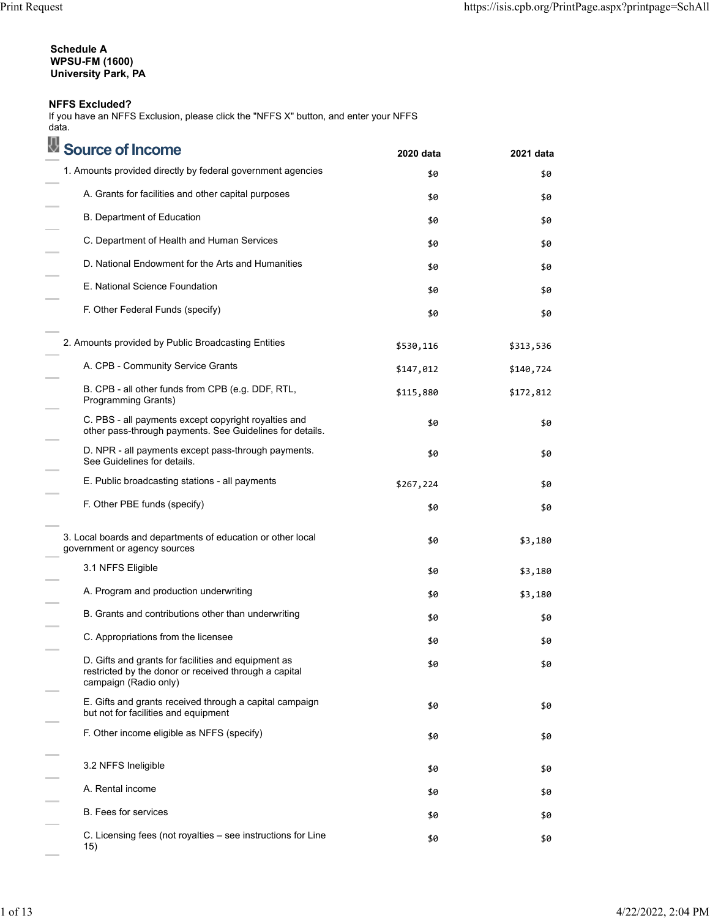**Schedule A**
**WPSU-FM (1600)**
**University Park, PA**

**NFFS Excluded?**
If you have an NFFS Exclusion, please click the "NFFS X" button, and enter your NFFS data.

## Source of Income

| | 2020 data | 2021 data |
|---|---|---|
| 1. Amounts provided directly by federal government agencies | $0 | $0 |
| A. Grants for facilities and other capital purposes | $0 | $0 |
| B. Department of Education | $0 | $0 |
| C. Department of Health and Human Services | $0 | $0 |
| D. National Endowment for the Arts and Humanities | $0 | $0 |
| E. National Science Foundation | $0 | $0 |
| F. Other Federal Funds (specify) | $0 | $0 |
| 2. Amounts provided by Public Broadcasting Entities | $530,116 | $313,536 |
| A. CPB - Community Service Grants | $147,012 | $140,724 |
| B. CPB - all other funds from CPB (e.g. DDF, RTL, Programming Grants) | $115,880 | $172,812 |
| C. PBS - all payments except copyright royalties and other pass-through payments. See Guidelines for details. | $0 | $0 |
| D. NPR - all payments except pass-through payments. See Guidelines for details. | $0 | $0 |
| E. Public broadcasting stations - all payments | $267,224 | $0 |
| F. Other PBE funds (specify) | $0 | $0 |
| 3. Local boards and departments of education or other local government or agency sources | $0 | $3,180 |
| 3.1 NFFS Eligible | $0 | $3,180 |
| A. Program and production underwriting | $0 | $3,180 |
| B. Grants and contributions other than underwriting | $0 | $0 |
| C. Appropriations from the licensee | $0 | $0 |
| D. Gifts and grants for facilities and equipment as restricted by the donor or received through a capital campaign (Radio only) | $0 | $0 |
| E. Gifts and grants received through a capital campaign but not for facilities and equipment | $0 | $0 |
| F. Other income eligible as NFFS (specify) | $0 | $0 |
| 3.2 NFFS Ineligible | $0 | $0 |
| A. Rental income | $0 | $0 |
| B. Fees for services | $0 | $0 |
| C. Licensing fees (not royalties – see instructions for Line 15) | $0 | $0 |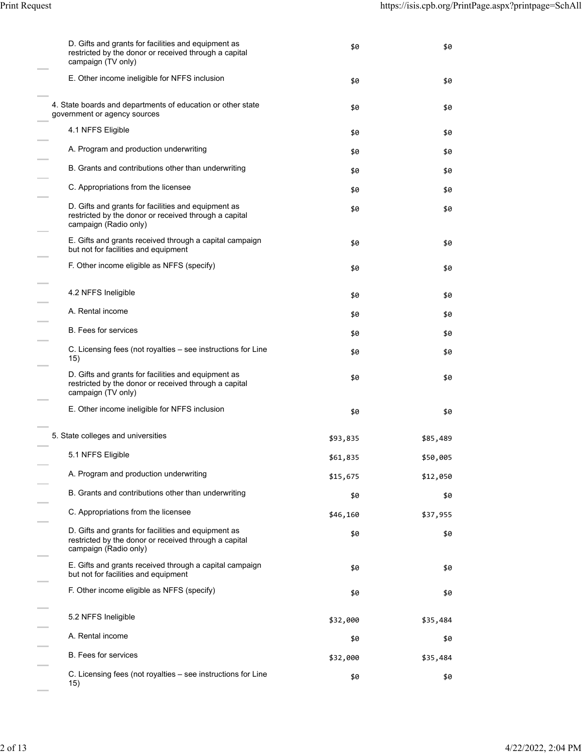| | | |
|---|---|---|
| D. Gifts and grants for facilities and equipment as restricted by the donor or received through a capital campaign (TV only) | $0 | $0 |
| E. Other income ineligible for NFFS inclusion | $0 | $0 |
| 4. State boards and departments of education or other state government or agency sources | $0 | $0 |
| 4.1 NFFS Eligible | $0 | $0 |
| A. Program and production underwriting | $0 | $0 |
| B. Grants and contributions other than underwriting | $0 | $0 |
| C. Appropriations from the licensee | $0 | $0 |
| D. Gifts and grants for facilities and equipment as restricted by the donor or received through a capital campaign (Radio only) | $0 | $0 |
| E. Gifts and grants received through a capital campaign but not for facilities and equipment | $0 | $0 |
| F. Other income eligible as NFFS (specify) | $0 | $0 |
| 4.2 NFFS Ineligible | $0 | $0 |
| A. Rental income | $0 | $0 |
| B. Fees for services | $0 | $0 |
| C. Licensing fees (not royalties – see instructions for Line 15) | $0 | $0 |
| D. Gifts and grants for facilities and equipment as restricted by the donor or received through a capital campaign (TV only) | $0 | $0 |
| E. Other income ineligible for NFFS inclusion | $0 | $0 |
| 5. State colleges and universities | $93,835 | $85,489 |
| 5.1 NFFS Eligible | $61,835 | $50,005 |
| A. Program and production underwriting | $15,675 | $12,050 |
| B. Grants and contributions other than underwriting | $0 | $0 |
| C. Appropriations from the licensee | $46,160 | $37,955 |
| D. Gifts and grants for facilities and equipment as restricted by the donor or received through a capital campaign (Radio only) | $0 | $0 |
| E. Gifts and grants received through a capital campaign but not for facilities and equipment | $0 | $0 |
| F. Other income eligible as NFFS (specify) | $0 | $0 |
| 5.2 NFFS Ineligible | $32,000 | $35,484 |
| A. Rental income | $0 | $0 |
| B. Fees for services | $32,000 | $35,484 |
| C. Licensing fees (not royalties – see instructions for Line 15) | $0 | $0 |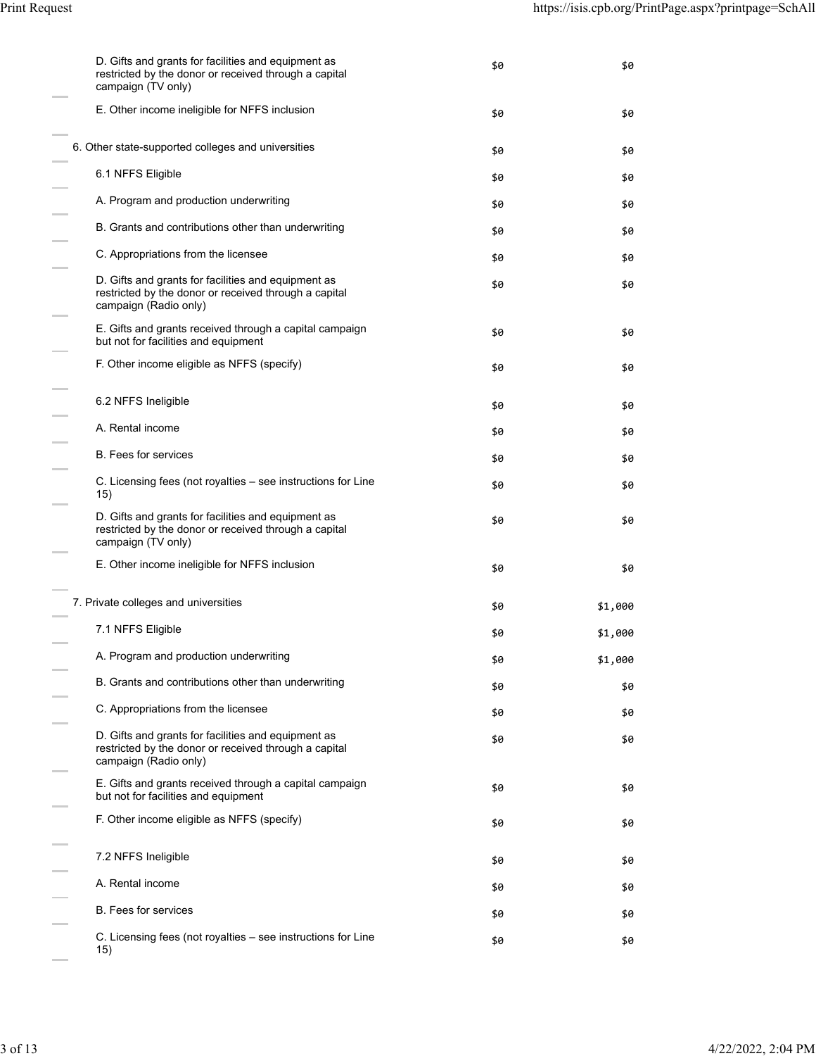| | | |
|---|---|---|
| D. Gifts and grants for facilities and equipment as restricted by the donor or received through a capital campaign (TV only) | $0 | $0 |
| E. Other income ineligible for NFFS inclusion | $0 | $0 |
| 6. Other state-supported colleges and universities | $0 | $0 |
| 6.1 NFFS Eligible | $0 | $0 |
| A. Program and production underwriting | $0 | $0 |
| B. Grants and contributions other than underwriting | $0 | $0 |
| C. Appropriations from the licensee | $0 | $0 |
| D. Gifts and grants for facilities and equipment as restricted by the donor or received through a capital campaign (Radio only) | $0 | $0 |
| E. Gifts and grants received through a capital campaign but not for facilities and equipment | $0 | $0 |
| F. Other income eligible as NFFS (specify) | $0 | $0 |
| 6.2 NFFS Ineligible | $0 | $0 |
| A. Rental income | $0 | $0 |
| B. Fees for services | $0 | $0 |
| C. Licensing fees (not royalties – see instructions for Line 15) | $0 | $0 |
| D. Gifts and grants for facilities and equipment as restricted by the donor or received through a capital campaign (TV only) | $0 | $0 |
| E. Other income ineligible for NFFS inclusion | $0 | $0 |
| 7. Private colleges and universities | $0 | $1,000 |
| 7.1 NFFS Eligible | $0 | $1,000 |
| A. Program and production underwriting | $0 | $1,000 |
| B. Grants and contributions other than underwriting | $0 | $0 |
| C. Appropriations from the licensee | $0 | $0 |
| D. Gifts and grants for facilities and equipment as restricted by the donor or received through a capital campaign (Radio only) | $0 | $0 |
| E. Gifts and grants received through a capital campaign but not for facilities and equipment | $0 | $0 |
| F. Other income eligible as NFFS (specify) | $0 | $0 |
| 7.2 NFFS Ineligible | $0 | $0 |
| A. Rental income | $0 | $0 |
| B. Fees for services | $0 | $0 |
| C. Licensing fees (not royalties – see instructions for Line 15) | $0 | $0 |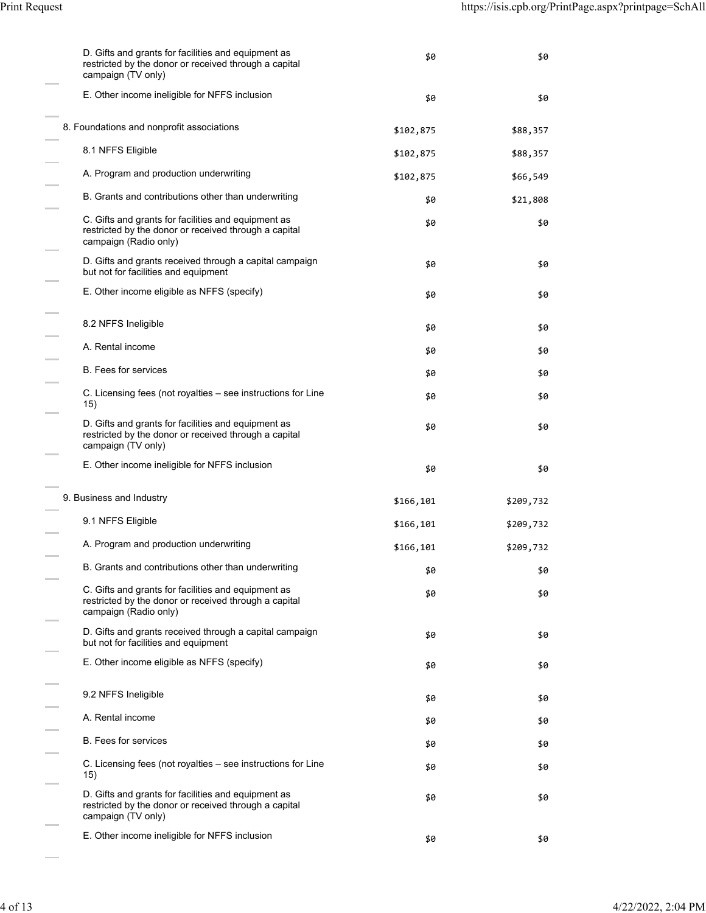| | | |
|---|---|---|
| D. Gifts and grants for facilities and equipment as restricted by the donor or received through a capital campaign (TV only) | $0 | $0 |
| E. Other income ineligible for NFFS inclusion | $0 | $0 |
| 8. Foundations and nonprofit associations | $102,875 | $88,357 |
| 8.1 NFFS Eligible | $102,875 | $88,357 |
| A. Program and production underwriting | $102,875 | $66,549 |
| B. Grants and contributions other than underwriting | $0 | $21,808 |
| C. Gifts and grants for facilities and equipment as restricted by the donor or received through a capital campaign (Radio only) | $0 | $0 |
| D. Gifts and grants received through a capital campaign but not for facilities and equipment | $0 | $0 |
| E. Other income eligible as NFFS (specify) | $0 | $0 |
| 8.2 NFFS Ineligible | $0 | $0 |
| A. Rental income | $0 | $0 |
| B. Fees for services | $0 | $0 |
| C. Licensing fees (not royalties – see instructions for Line 15) | $0 | $0 |
| D. Gifts and grants for facilities and equipment as restricted by the donor or received through a capital campaign (TV only) | $0 | $0 |
| E. Other income ineligible for NFFS inclusion | $0 | $0 |
| 9. Business and Industry | $166,101 | $209,732 |
| 9.1 NFFS Eligible | $166,101 | $209,732 |
| A. Program and production underwriting | $166,101 | $209,732 |
| B. Grants and contributions other than underwriting | $0 | $0 |
| C. Gifts and grants for facilities and equipment as restricted by the donor or received through a capital campaign (Radio only) | $0 | $0 |
| D. Gifts and grants received through a capital campaign but not for facilities and equipment | $0 | $0 |
| E. Other income eligible as NFFS (specify) | $0 | $0 |
| 9.2 NFFS Ineligible | $0 | $0 |
| A. Rental income | $0 | $0 |
| B. Fees for services | $0 | $0 |
| C. Licensing fees (not royalties – see instructions for Line 15) | $0 | $0 |
| D. Gifts and grants for facilities and equipment as restricted by the donor or received through a capital campaign (TV only) | $0 | $0 |
| E. Other income ineligible for NFFS inclusion | $0 | $0 |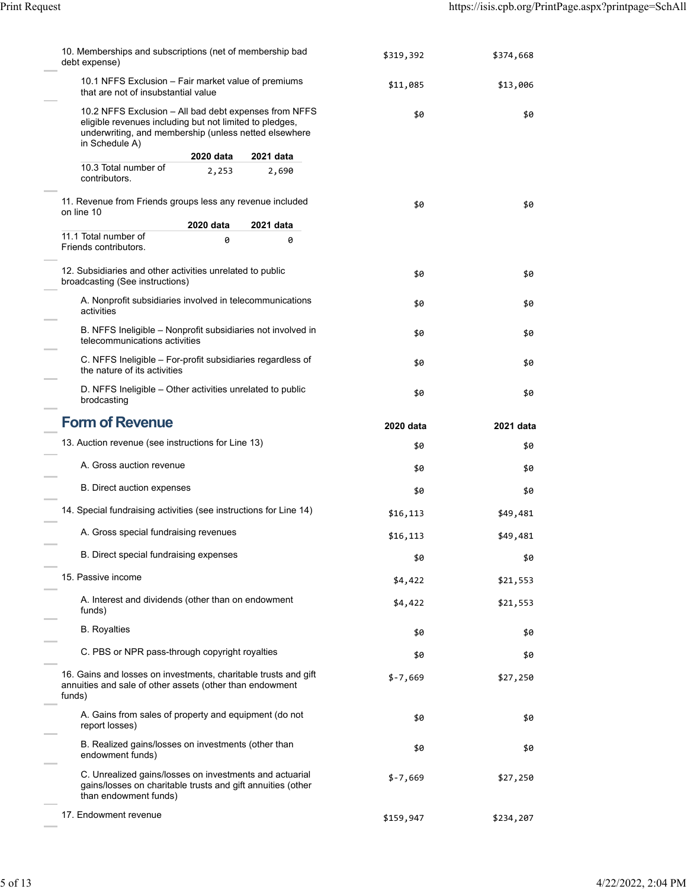| | 2020 data | 2021 data |
|---|---|---|
| 10. Memberships and subscriptions (net of membership bad debt expense) | $319,392 | $374,668 |
| 10.1 NFFS Exclusion – Fair market value of premiums that are not of insubstantial value | $11,085 | $13,006 |
| 10.2 NFFS Exclusion – All bad debt expenses from NFFS eligible revenues including but not limited to pledges, underwriting, and membership (unless netted elsewhere in Schedule A) | $0 | $0 |

| | 2020 data | 2021 data |
|---|---|---|
| 10.3 Total number of contributors. | 2,253 | 2,690 |

| | 2020 data | 2021 data |
|---|---|---|
| 11. Revenue from Friends groups less any revenue included on line 10 | $0 | $0 |

| | 2020 data | 2021 data |
|---|---|---|
| 11.1 Total number of Friends contributors. | 0 | 0 |

| | 2020 data | 2021 data |
|---|---|---|
| 12. Subsidiaries and other activities unrelated to public broadcasting (See instructions) | $0 | $0 |
| A. Nonprofit subsidiaries involved in telecommunications activities | $0 | $0 |
| B. NFFS Ineligible – Nonprofit subsidiaries not involved in telecommunications activities | $0 | $0 |
| C. NFFS Ineligible – For-profit subsidiaries regardless of the nature of its activities | $0 | $0 |
| D. NFFS Ineligible – Other activities unrelated to public brodcasting | $0 | $0 |

## Form of Revenue

| | 2020 data | 2021 data |
|---|---|---|
| 13. Auction revenue (see instructions for Line 13) | $0 | $0 |
| A. Gross auction revenue | $0 | $0 |
| B. Direct auction expenses | $0 | $0 |
| 14. Special fundraising activities (see instructions for Line 14) | $16,113 | $49,481 |
| A. Gross special fundraising revenues | $16,113 | $49,481 |
| B. Direct special fundraising expenses | $0 | $0 |
| 15. Passive income | $4,422 | $21,553 |
| A. Interest and dividends (other than on endowment funds) | $4,422 | $21,553 |
| B. Royalties | $0 | $0 |
| C. PBS or NPR pass-through copyright royalties | $0 | $0 |
| 16. Gains and losses on investments, charitable trusts and gift annuities and sale of other assets (other than endowment funds) | $-7,669 | $27,250 |
| A. Gains from sales of property and equipment (do not report losses) | $0 | $0 |
| B. Realized gains/losses on investments (other than endowment funds) | $0 | $0 |
| C. Unrealized gains/losses on investments and actuarial gains/losses on charitable trusts and gift annuities (other than endowment funds) | $-7,669 | $27,250 |
| 17. Endowment revenue | $159,947 | $234,207 |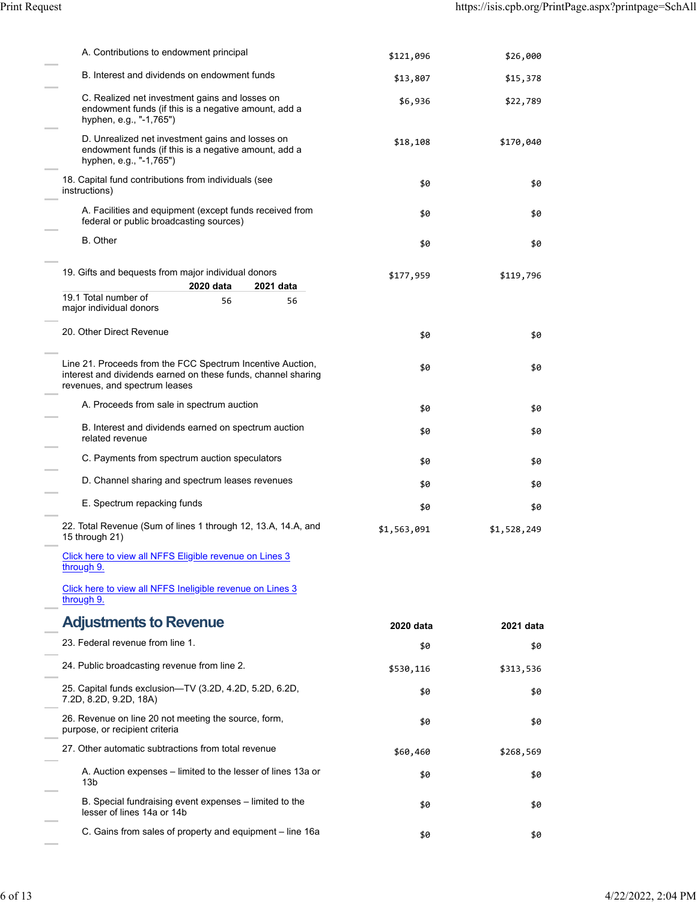| | 2020 data | 2021 data |
|---|---|---|
| A. Contributions to endowment principal | $121,096 | $26,000 |
| B. Interest and dividends on endowment funds | $13,807 | $15,378 |
| C. Realized net investment gains and losses on endowment funds (if this is a negative amount, add a hyphen, e.g., "-1,765") | $6,936 | $22,789 |
| D. Unrealized net investment gains and losses on endowment funds (if this is a negative amount, add a hyphen, e.g., "-1,765") | $18,108 | $170,040 |
| 18. Capital fund contributions from individuals (see instructions) | $0 | $0 |
| A. Facilities and equipment (except funds received from federal or public broadcasting sources) | $0 | $0 |
| B. Other | $0 | $0 |
| 19. Gifts and bequests from major individual donors | $177,959 | $119,796 |

| | 2020 data | 2021 data |
|---|---|---|
| 19.1 Total number of major individual donors | 56 | 56 |

| | 2020 data | 2021 data |
|---|---|---|
| 20. Other Direct Revenue | $0 | $0 |
| Line 21. Proceeds from the FCC Spectrum Incentive Auction, interest and dividends earned on these funds, channel sharing revenues, and spectrum leases | $0 | $0 |
| A. Proceeds from sale in spectrum auction | $0 | $0 |
| B. Interest and dividends earned on spectrum auction related revenue | $0 | $0 |
| C. Payments from spectrum auction speculators | $0 | $0 |
| D. Channel sharing and spectrum leases revenues | $0 | $0 |
| E. Spectrum repacking funds | $0 | $0 |
| 22. Total Revenue (Sum of lines 1 through 12, 13.A, 14.A, and 15 through 21) | $1,563,091 | $1,528,249 |

Click here to view all NFFS Eligible revenue on Lines 3 through 9.

Click here to view all NFFS Ineligible revenue on Lines 3 through 9.

## Adjustments to Revenue

| | 2020 data | 2021 data |
|---|---|---|
| 23. Federal revenue from line 1. | $0 | $0 |
| 24. Public broadcasting revenue from line 2. | $530,116 | $313,536 |
| 25. Capital funds exclusion—TV (3.2D, 4.2D, 5.2D, 6.2D, 7.2D, 8.2D, 9.2D, 18A) | $0 | $0 |
| 26. Revenue on line 20 not meeting the source, form, purpose, or recipient criteria | $0 | $0 |
| 27. Other automatic subtractions from total revenue | $60,460 | $268,569 |
| A. Auction expenses – limited to the lesser of lines 13a or 13b | $0 | $0 |
| B. Special fundraising event expenses – limited to the lesser of lines 14a or 14b | $0 | $0 |
| C. Gains from sales of property and equipment – line 16a | $0 | $0 |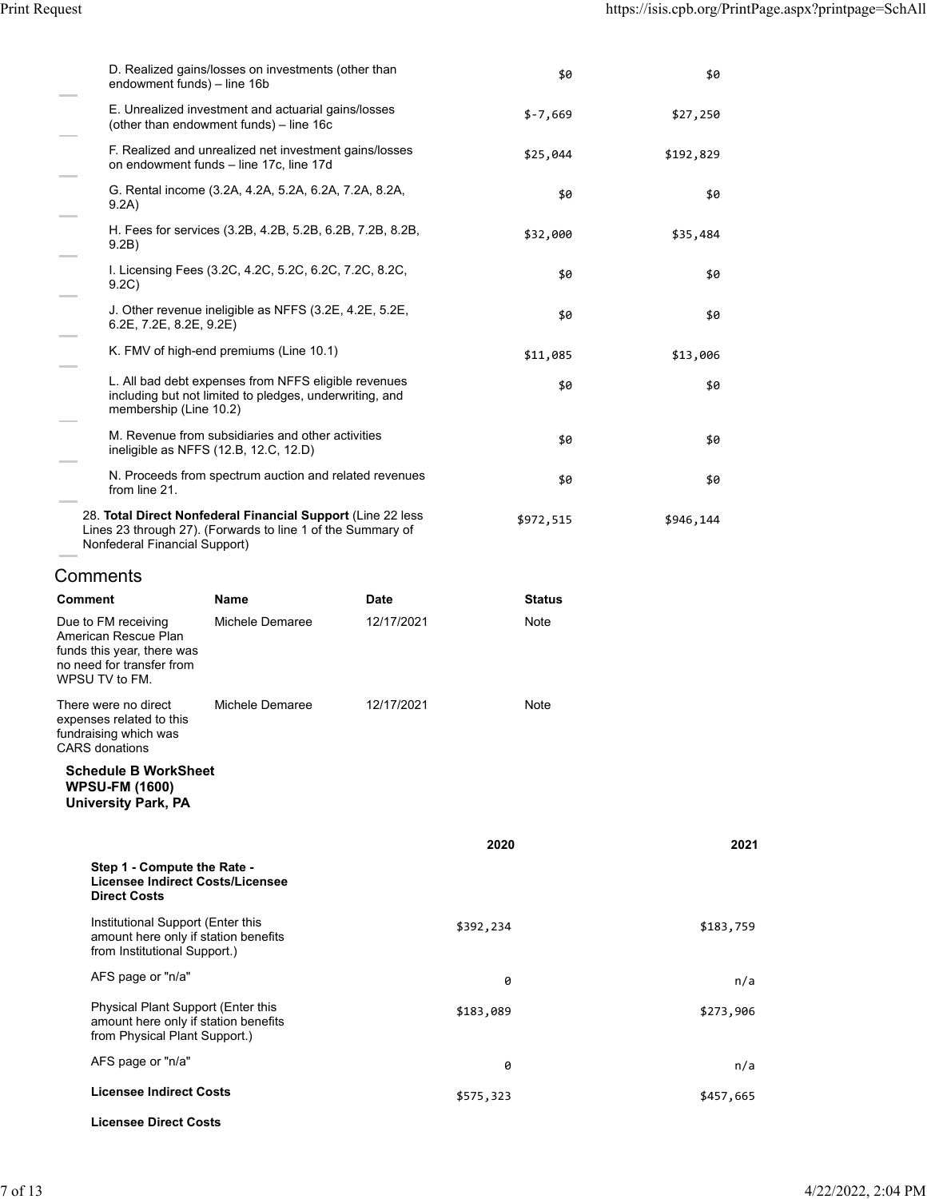| | | |
|---|---|---|
| D. Realized gains/losses on investments (other than endowment funds) – line 16b | $0 | $0 |
| E. Unrealized investment and actuarial gains/losses (other than endowment funds) – line 16c | $-7,669 | $27,250 |
| F. Realized and unrealized net investment gains/losses on endowment funds – line 17c, line 17d | $25,044 | $192,829 |
| G. Rental income (3.2A, 4.2A, 5.2A, 6.2A, 7.2A, 8.2A, 9.2A) | $0 | $0 |
| H. Fees for services (3.2B, 4.2B, 5.2B, 6.2B, 7.2B, 8.2B, 9.2B) | $32,000 | $35,484 |
| I. Licensing Fees (3.2C, 4.2C, 5.2C, 6.2C, 7.2C, 8.2C, 9.2C) | $0 | $0 |
| J. Other revenue ineligible as NFFS (3.2E, 4.2E, 5.2E, 6.2E, 7.2E, 8.2E, 9.2E) | $0 | $0 |
| K. FMV of high-end premiums (Line 10.1) | $11,085 | $13,006 |
| L. All bad debt expenses from NFFS eligible revenues including but not limited to pledges, underwriting, and membership (Line 10.2) | $0 | $0 |
| M. Revenue from subsidiaries and other activities ineligible as NFFS (12.B, 12.C, 12.D) | $0 | $0 |
| N. Proceeds from spectrum auction and related revenues from line 21. | $0 | $0 |
| 28. **Total Direct Nonfederal Financial Support** (Line 22 less Lines 23 through 27). (Forwards to line 1 of the Summary of Nonfederal Financial Support) | $972,515 | $946,144 |

## Comments

| Comment | Name | Date | Status |
|---|---|---|---|
| Due to FM receiving American Rescue Plan funds this year, there was no need for transfer from WPSU TV to FM. | Michele Demaree | 12/17/2021 | Note |
| There were no direct expenses related to this fundraising which was CARS donations | Michele Demaree | 12/17/2021 | Note |

**Schedule B WorkSheet**
**WPSU-FM (1600)**
**University Park, PA**

| | 2020 | 2021 |
|---|---|---|
| **Step 1 - Compute the Rate - Licensee Indirect Costs/Licensee Direct Costs** | | |
| Institutional Support (Enter this amount here only if station benefits from Institutional Support.) | $392,234 | $183,759 |
| AFS page or "n/a" | 0 | n/a |
| Physical Plant Support (Enter this amount here only if station benefits from Physical Plant Support.) | $183,089 | $273,906 |
| AFS page or "n/a" | 0 | n/a |
| **Licensee Indirect Costs** | $575,323 | $457,665 |
| **Licensee Direct Costs** | | |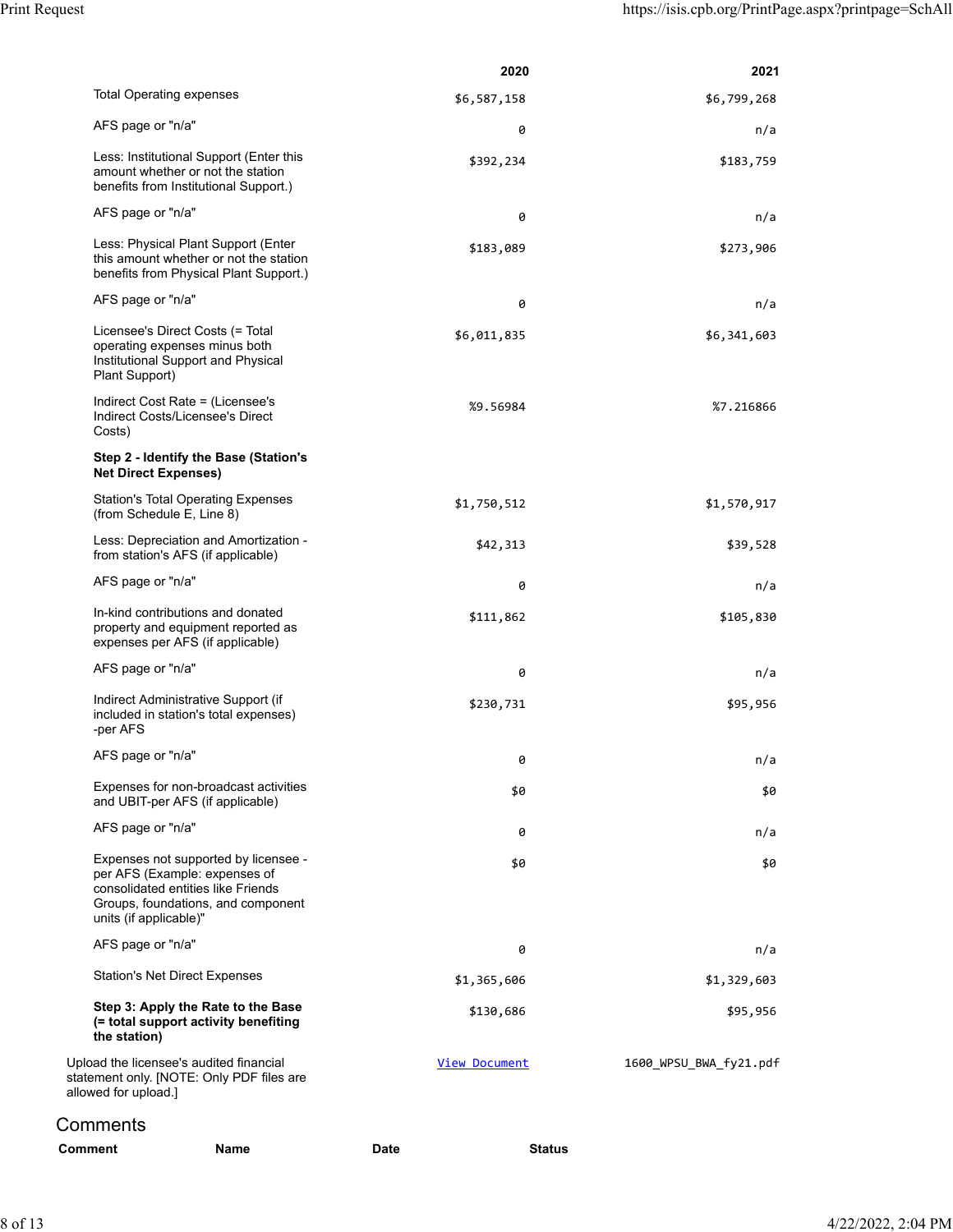| | 2020 | 2021 |
|---|---|---|
| Total Operating expenses | $6,587,158 | $6,799,268 |
| AFS page or "n/a" | 0 | n/a |
| Less: Institutional Support (Enter this amount whether or not the station benefits from Institutional Support.) | $392,234 | $183,759 |
| AFS page or "n/a" | 0 | n/a |
| Less: Physical Plant Support (Enter this amount whether or not the station benefits from Physical Plant Support.) | $183,089 | $273,906 |
| AFS page or "n/a" | 0 | n/a |
| Licensee's Direct Costs (= Total operating expenses minus both Institutional Support and Physical Plant Support) | $6,011,835 | $6,341,603 |
| Indirect Cost Rate = (Licensee's Indirect Costs/Licensee's Direct Costs) | %9.56984 | %7.216866 |
| **Step 2 - Identify the Base (Station's Net Direct Expenses)** | | |
| Station's Total Operating Expenses (from Schedule E, Line 8) | $1,750,512 | $1,570,917 |
| Less: Depreciation and Amortization - from station's AFS (if applicable) | $42,313 | $39,528 |
| AFS page or "n/a" | 0 | n/a |
| In-kind contributions and donated property and equipment reported as expenses per AFS (if applicable) | $111,862 | $105,830 |
| AFS page or "n/a" | 0 | n/a |
| Indirect Administrative Support (if included in station's total expenses) -per AFS | $230,731 | $95,956 |
| AFS page or "n/a" | 0 | n/a |
| Expenses for non-broadcast activities and UBIT-per AFS (if applicable) | $0 | $0 |
| AFS page or "n/a" | 0 | n/a |
| Expenses not supported by licensee - per AFS (Example: expenses of consolidated entities like Friends Groups, foundations, and component units (if applicable)" | $0 | $0 |
| AFS page or "n/a" | 0 | n/a |
| Station's Net Direct Expenses | $1,365,606 | $1,329,603 |
| **Step 3: Apply the Rate to the Base (= total support activity benefiting the station)** | $130,686 | $95,956 |
| Upload the licensee's audited financial statement only. [NOTE: Only PDF files are allowed for upload.] | View Document | 1600_WPSU_BWA_fy21.pdf |

## Comments

| Comment | Name | Date | Status |
|---|---|---|---|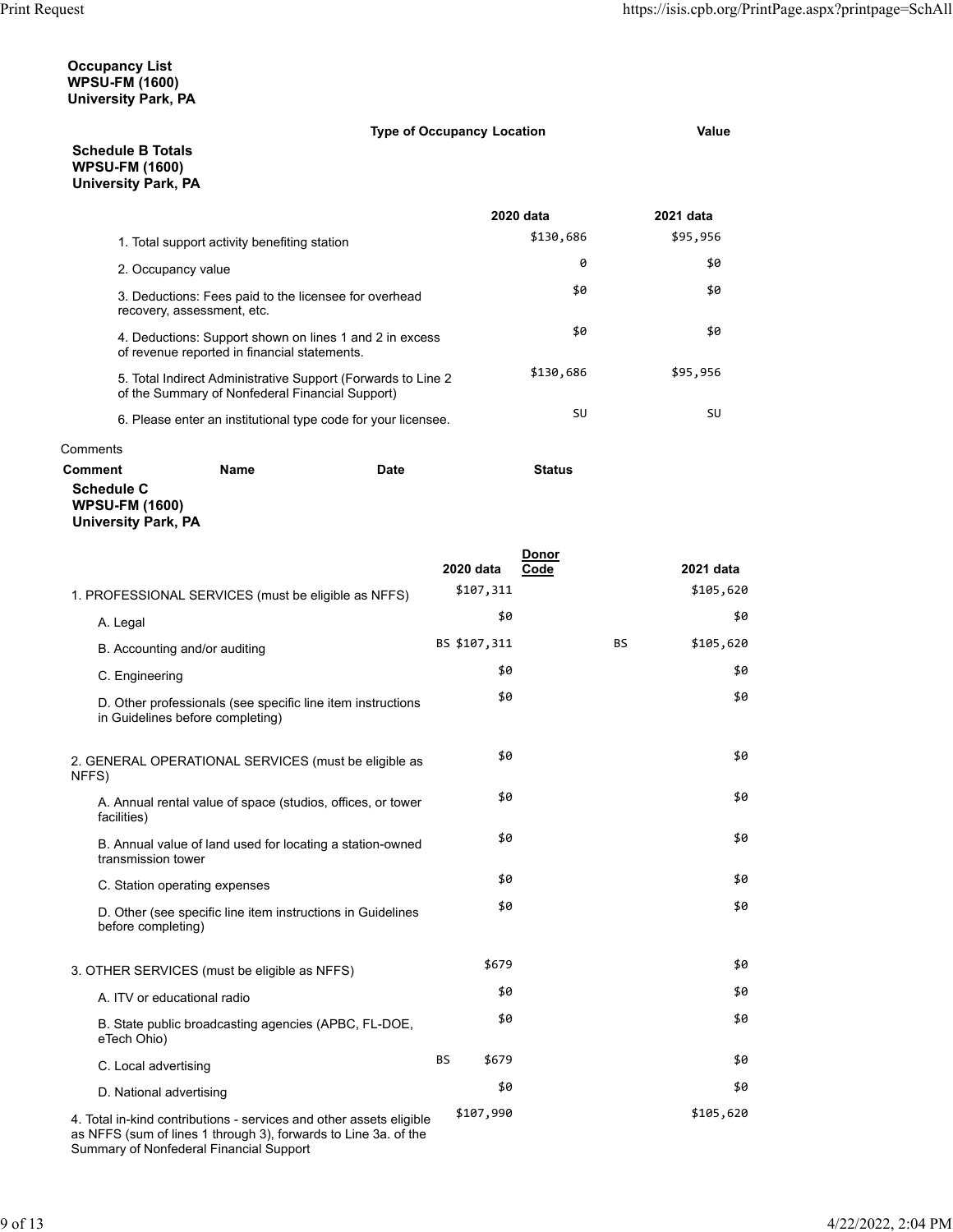**Occupancy List**
**WPSU-FM (1600)**
**University Park, PA**

| Type of Occupancy Location | Value |
|---|---|

**Schedule B Totals**
**WPSU-FM (1600)**
**University Park, PA**

| | 2020 data | 2021 data |
|---|---|---|
| 1. Total support activity benefiting station | $130,686 | $95,956 |
| 2. Occupancy value | 0 | $0 |
| 3. Deductions: Fees paid to the licensee for overhead recovery, assessment, etc. | $0 | $0 |
| 4. Deductions: Support shown on lines 1 and 2 in excess of revenue reported in financial statements. | $0 | $0 |
| 5. Total Indirect Administrative Support (Forwards to Line 2 of the Summary of Nonfederal Financial Support) | $130,686 | $95,956 |
| 6. Please enter an institutional type code for your licensee. | SU | SU |

Comments

| Comment | Name | Date | Status |
|---|---|---|---|

**Schedule C**
**WPSU-FM (1600)**
**University Park, PA**

| | 2020 data | Donor Code | 2021 data |
|---|---|---|---|
| 1. PROFESSIONAL SERVICES (must be eligible as NFFS) | $107,311 | | $105,620 |
| A. Legal | $0 | | $0 |
| B. Accounting and/or auditing | BS $107,311 | BS | $105,620 |
| C. Engineering | $0 | | $0 |
| D. Other professionals (see specific line item instructions in Guidelines before completing) | $0 | | $0 |
| 2. GENERAL OPERATIONAL SERVICES (must be eligible as NFFS) | $0 | | $0 |
| A. Annual rental value of space (studios, offices, or tower facilities) | $0 | | $0 |
| B. Annual value of land used for locating a station-owned transmission tower | $0 | | $0 |
| C. Station operating expenses | $0 | | $0 |
| D. Other (see specific line item instructions in Guidelines before completing) | $0 | | $0 |
| 3. OTHER SERVICES (must be eligible as NFFS) | $679 | | $0 |
| A. ITV or educational radio | $0 | | $0 |
| B. State public broadcasting agencies (APBC, FL-DOE, eTech Ohio) | $0 | | $0 |
| C. Local advertising | BS $679 | | $0 |
| D. National advertising | $0 | | $0 |
| 4. Total in-kind contributions - services and other assets eligible as NFFS (sum of lines 1 through 3), forwards to Line 3a. of the Summary of Nonfederal Financial Support | $107,990 | | $105,620 |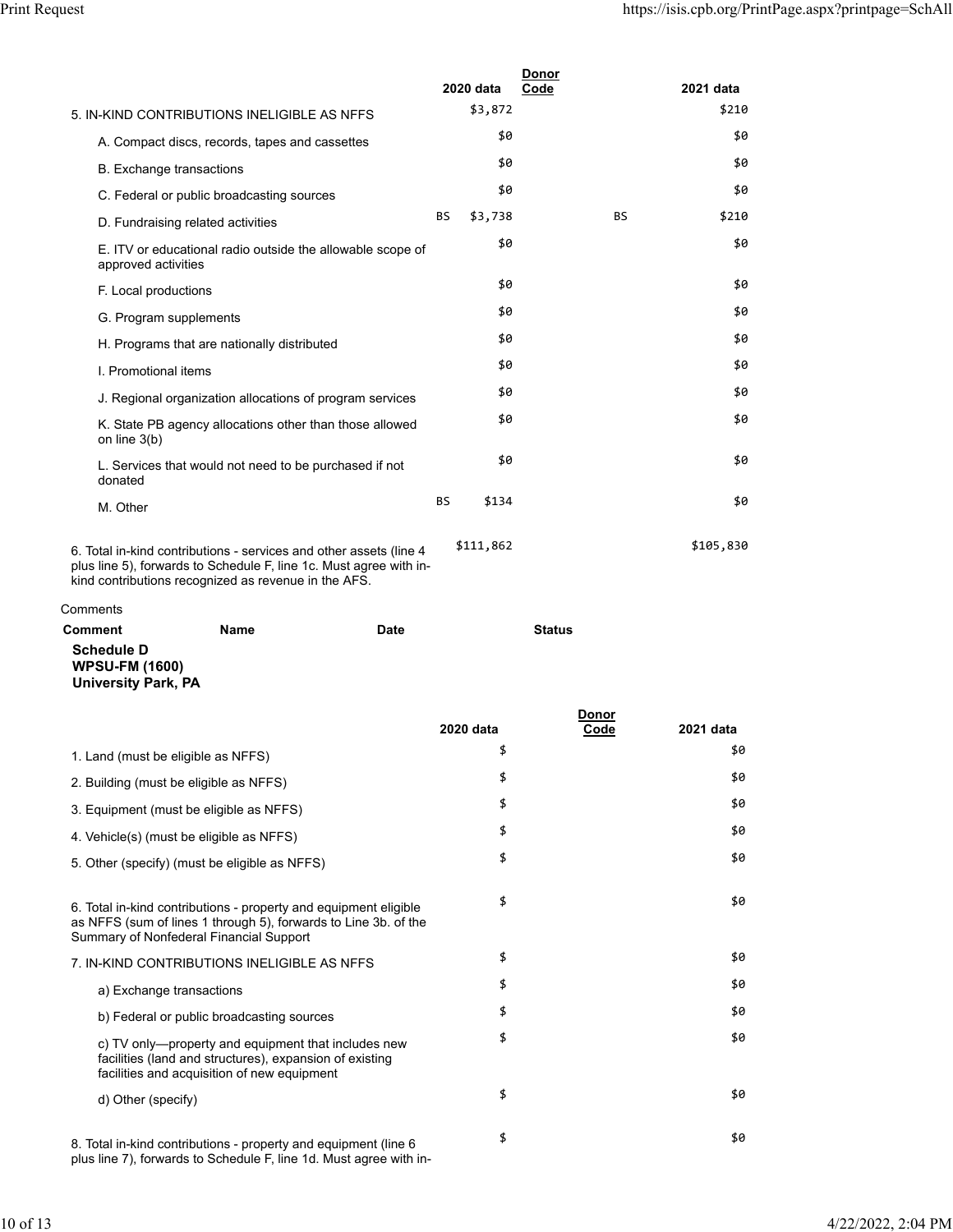| | 2020 data | Donor Code | 2021 data |
|---|---|---|---|
| 5. IN-KIND CONTRIBUTIONS INELIGIBLE AS NFFS | $3,872 | | $210 |
| A. Compact discs, records, tapes and cassettes | $0 | | $0 |
| B. Exchange transactions | $0 | | $0 |
| C. Federal or public broadcasting sources | $0 | | $0 |
| D. Fundraising related activities | BS $3,738 | BS | $210 |
| E. ITV or educational radio outside the allowable scope of approved activities | $0 | | $0 |
| F. Local productions | $0 | | $0 |
| G. Program supplements | $0 | | $0 |
| H. Programs that are nationally distributed | $0 | | $0 |
| I. Promotional items | $0 | | $0 |
| J. Regional organization allocations of program services | $0 | | $0 |
| K. State PB agency allocations other than those allowed on line 3(b) | $0 | | $0 |
| L. Services that would not need to be purchased if not donated | $0 | | $0 |
| M. Other | BS $134 | | $0 |
| 6. Total in-kind contributions - services and other assets (line 4 plus line 5), forwards to Schedule F, line 1c. Must agree with in-kind contributions recognized as revenue in the AFS. | $111,862 | | $105,830 |

Comments

| Comment | Name | Date | Status |
|---|---|---|---|

**Schedule D**
**WPSU-FM (1600)**
**University Park, PA**

| | 2020 data | Donor Code | 2021 data |
|---|---|---|---|
| 1. Land (must be eligible as NFFS) | $ | | $0 |
| 2. Building (must be eligible as NFFS) | $ | | $0 |
| 3. Equipment (must be eligible as NFFS) | $ | | $0 |
| 4. Vehicle(s) (must be eligible as NFFS) | $ | | $0 |
| 5. Other (specify) (must be eligible as NFFS) | $ | | $0 |
| 6. Total in-kind contributions - property and equipment eligible as NFFS (sum of lines 1 through 5), forwards to Line 3b. of the Summary of Nonfederal Financial Support | $ | | $0 |
| 7. IN-KIND CONTRIBUTIONS INELIGIBLE AS NFFS | $ | | $0 |
| a) Exchange transactions | $ | | $0 |
| b) Federal or public broadcasting sources | $ | | $0 |
| c) TV only—property and equipment that includes new facilities (land and structures), expansion of existing facilities and acquisition of new equipment | $ | | $0 |
| d) Other (specify) | $ | | $0 |
| 8. Total in-kind contributions - property and equipment (line 6 plus line 7), forwards to Schedule F, line 1d. Must agree with in- | $ | | $0 |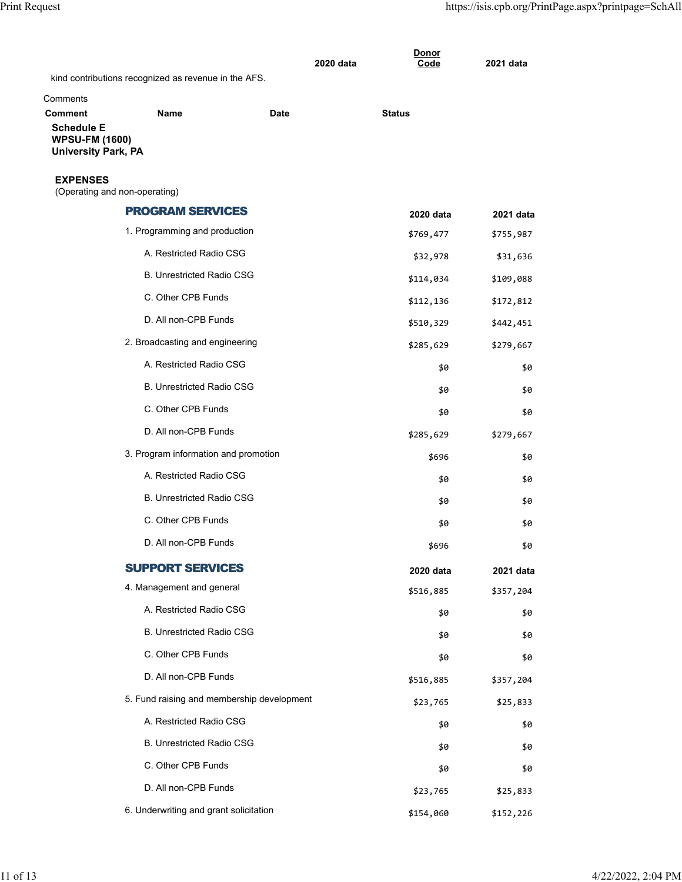| | 2020 data | Donor Code | 2021 data |
|---|---|---|---|
| kind contributions recognized as revenue in the AFS. | | | |

Comments

| Comment | Name | Date | Status |
|---|---|---|---|

**Schedule E**
**WPSU-FM (1600)**
**University Park, PA**

**EXPENSES**
(Operating and non-operating)

| PROGRAM SERVICES | 2020 data | 2021 data |
|---|---|---|
| 1. Programming and production | $769,477 | $755,987 |
| A. Restricted Radio CSG | $32,978 | $31,636 |
| B. Unrestricted Radio CSG | $114,034 | $109,088 |
| C. Other CPB Funds | $112,136 | $172,812 |
| D. All non-CPB Funds | $510,329 | $442,451 |
| 2. Broadcasting and engineering | $285,629 | $279,667 |
| A. Restricted Radio CSG | $0 | $0 |
| B. Unrestricted Radio CSG | $0 | $0 |
| C. Other CPB Funds | $0 | $0 |
| D. All non-CPB Funds | $285,629 | $279,667 |
| 3. Program information and promotion | $696 | $0 |
| A. Restricted Radio CSG | $0 | $0 |
| B. Unrestricted Radio CSG | $0 | $0 |
| C. Other CPB Funds | $0 | $0 |
| D. All non-CPB Funds | $696 | $0 |

| SUPPORT SERVICES | 2020 data | 2021 data |
|---|---|---|
| 4. Management and general | $516,885 | $357,204 |
| A. Restricted Radio CSG | $0 | $0 |
| B. Unrestricted Radio CSG | $0 | $0 |
| C. Other CPB Funds | $0 | $0 |
| D. All non-CPB Funds | $516,885 | $357,204 |
| 5. Fund raising and membership development | $23,765 | $25,833 |
| A. Restricted Radio CSG | $0 | $0 |
| B. Unrestricted Radio CSG | $0 | $0 |
| C. Other CPB Funds | $0 | $0 |
| D. All non-CPB Funds | $23,765 | $25,833 |
| 6. Underwriting and grant solicitation | $154,060 | $152,226 |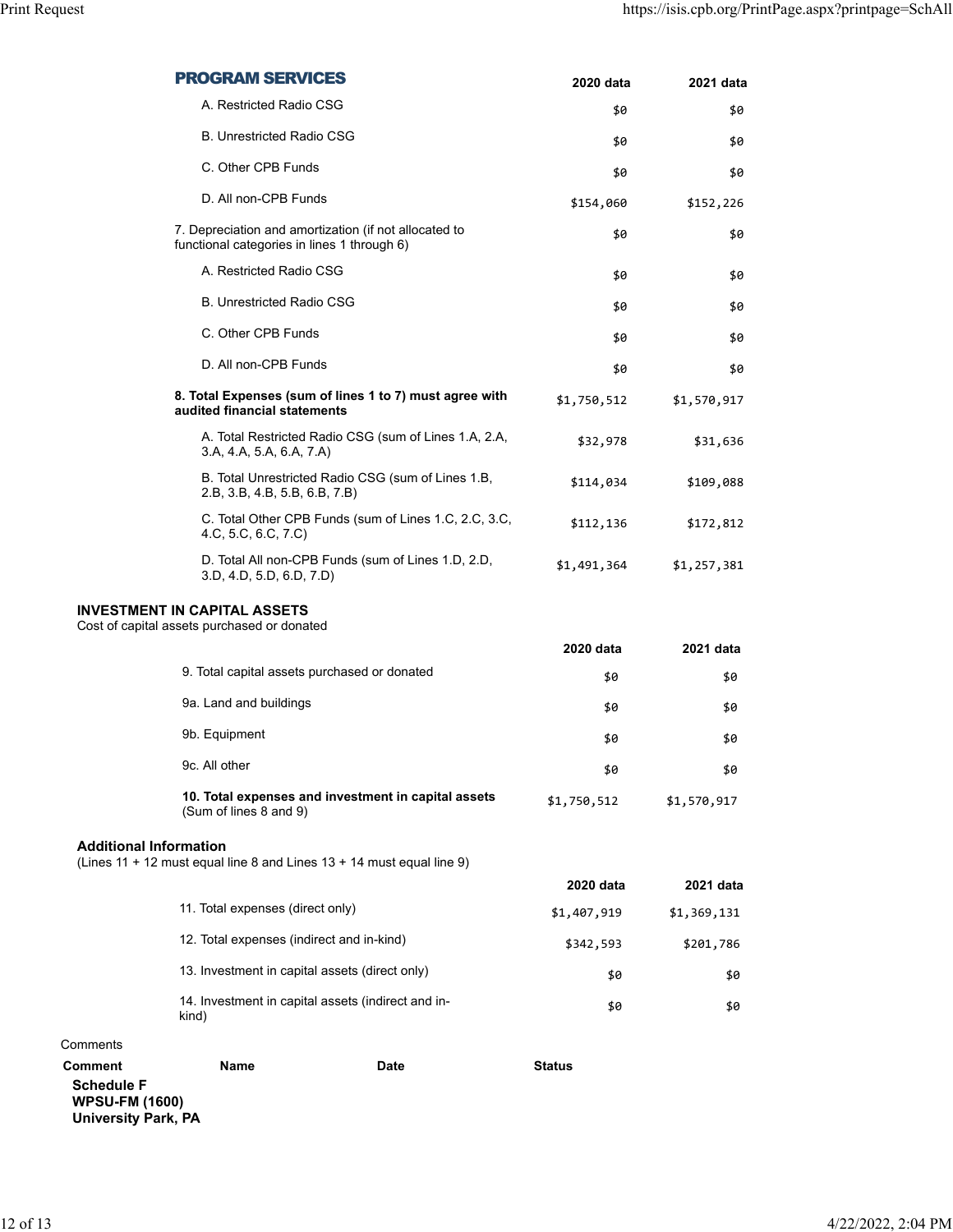## PROGRAM SERVICES

| | 2020 data | 2021 data |
|---|---|---|
| A. Restricted Radio CSG | $0 | $0 |
| B. Unrestricted Radio CSG | $0 | $0 |
| C. Other CPB Funds | $0 | $0 |
| D. All non-CPB Funds | $154,060 | $152,226 |
| 7. Depreciation and amortization (if not allocated to functional categories in lines 1 through 6) | $0 | $0 |
| A. Restricted Radio CSG | $0 | $0 |
| B. Unrestricted Radio CSG | $0 | $0 |
| C. Other CPB Funds | $0 | $0 |
| D. All non-CPB Funds | $0 | $0 |
| **8. Total Expenses (sum of lines 1 to 7) must agree with audited financial statements** | $1,750,512 | $1,570,917 |
| A. Total Restricted Radio CSG (sum of Lines 1.A, 2.A, 3.A, 4.A, 5.A, 6.A, 7.A) | $32,978 | $31,636 |
| B. Total Unrestricted Radio CSG (sum of Lines 1.B, 2.B, 3.B, 4.B, 5.B, 6.B, 7.B) | $114,034 | $109,088 |
| C. Total Other CPB Funds (sum of Lines 1.C, 2.C, 3.C, 4.C, 5.C, 6.C, 7.C) | $112,136 | $172,812 |
| D. Total All non-CPB Funds (sum of Lines 1.D, 2.D, 3.D, 4.D, 5.D, 6.D, 7.D) | $1,491,364 | $1,257,381 |

### INVESTMENT IN CAPITAL ASSETS

Cost of capital assets purchased or donated

| | 2020 data | 2021 data |
|---|---|---|
| 9. Total capital assets purchased or donated | $0 | $0 |
| 9a. Land and buildings | $0 | $0 |
| 9b. Equipment | $0 | $0 |
| 9c. All other | $0 | $0 |
| **10. Total expenses and investment in capital assets** (Sum of lines 8 and 9) | $1,750,512 | $1,570,917 |

### Additional Information

(Lines 11 + 12 must equal line 8 and Lines 13 + 14 must equal line 9)

| | 2020 data | 2021 data |
|---|---|---|
| 11. Total expenses (direct only) | $1,407,919 | $1,369,131 |
| 12. Total expenses (indirect and in-kind) | $342,593 | $201,786 |
| 13. Investment in capital assets (direct only) | $0 | $0 |
| 14. Investment in capital assets (indirect and in-kind) | $0 | $0 |

Comments

| Comment | Name | Date | Status |
|---|---|---|---|

**Schedule F**
**WPSU-FM (1600)**
**University Park, PA**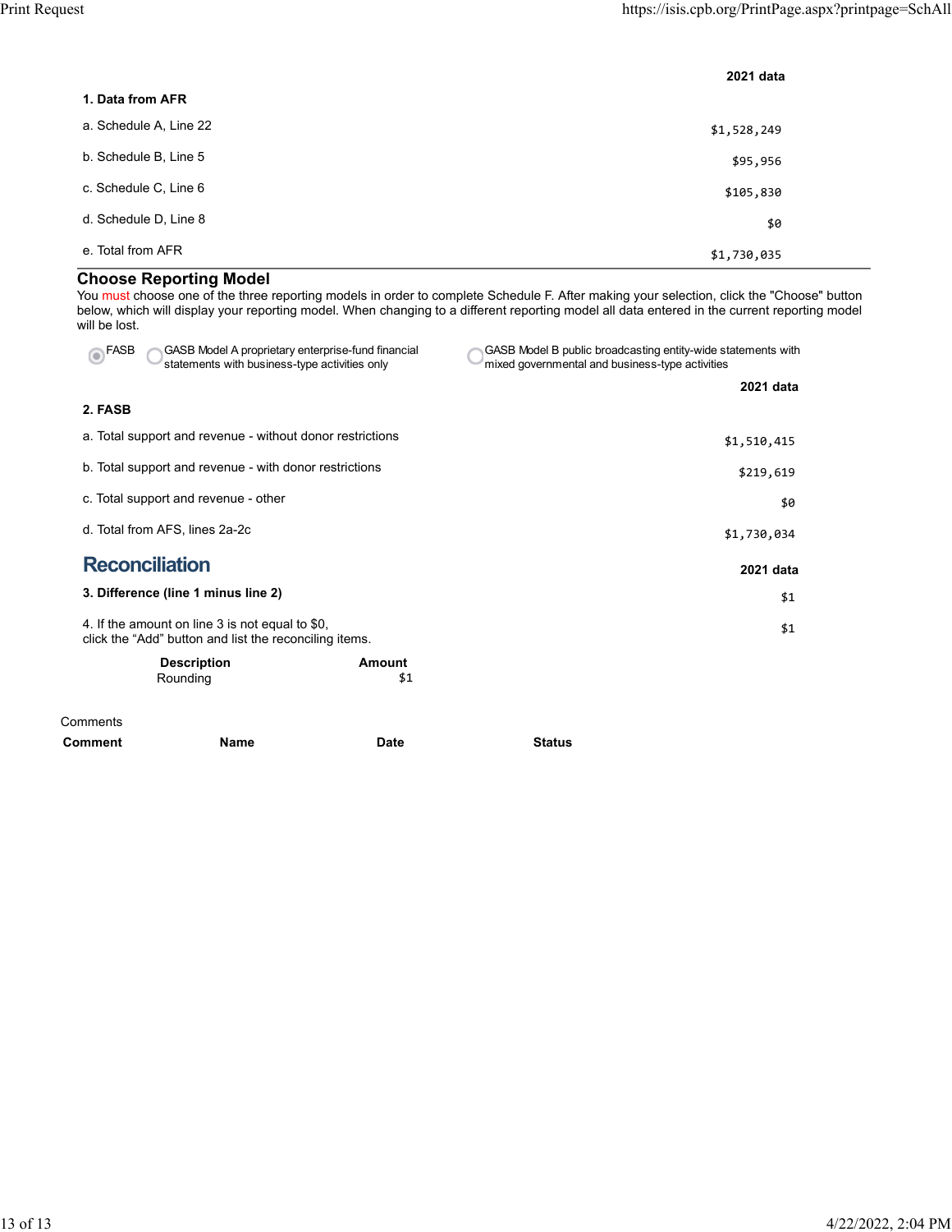| | 2021 data |
|---|---|
| **1. Data from AFR** | |
| a. Schedule A, Line 22 | $1,528,249 |
| b. Schedule B, Line 5 | $95,956 |
| c. Schedule C, Line 6 | $105,830 |
| d. Schedule D, Line 8 | $0 |
| e. Total from AFR | $1,730,035 |

## Choose Reporting Model

You must choose one of the three reporting models in order to complete Schedule F. After making your selection, click the "Choose" button below, which will display your reporting model. When changing to a different reporting model all data entered in the current reporting model will be lost.

- (●) FASB
- ( ) GASB Model A proprietary enterprise-fund financial statements with business-type activities only
- ( ) GASB Model B public broadcasting entity-wide statements with mixed governmental and business-type activities

| | 2021 data |
|---|---|
| **2. FASB** | |
| a. Total support and revenue - without donor restrictions | $1,510,415 |
| b. Total support and revenue - with donor restrictions | $219,619 |
| c. Total support and revenue - other | $0 |
| d. Total from AFS, lines 2a-2c | $1,730,034 |

## Reconciliation

| | 2021 data |
|---|---|
| **3. Difference (line 1 minus line 2)** | $1 |
| 4. If the amount on line 3 is not equal to $0, click the “Add” button and list the reconciling items. | $1 |

| Description | Amount |
|---|---|
| Rounding | $1 |

Comments

| Comment | Name | Date | Status |
|---|---|---|---|